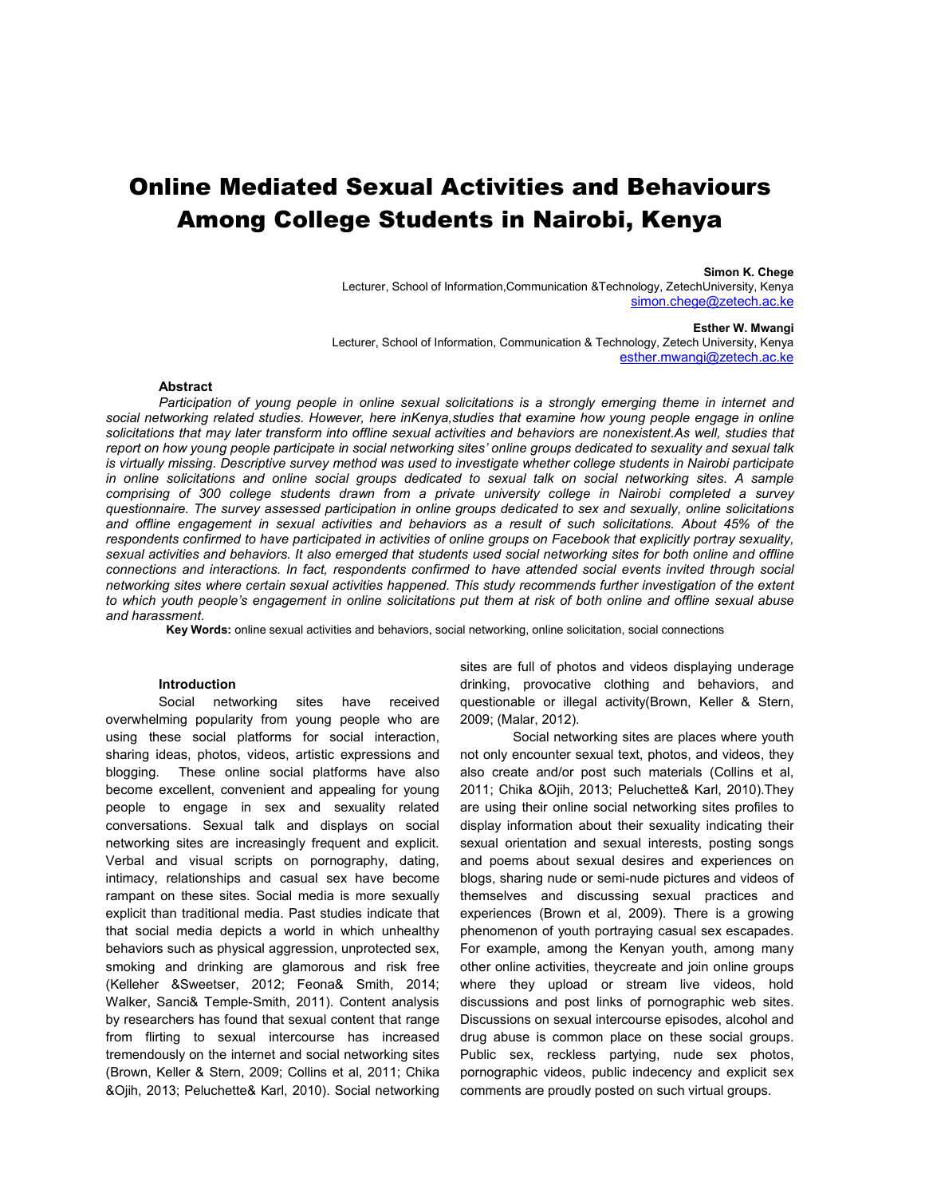# Online Mediated Sexual Activities and Behaviours Among College Students in Nairobi, Kenya

**Simon K. Chege**
Lecturer, School of Information,Communication &Technology, ZetechUniversity, Kenya
simon.chege@zetech.ac.ke

**Esther W. Mwangi**
Lecturer, School of Information, Communication & Technology, Zetech University, Kenya
esther.mwangi@zetech.ac.ke

## Abstract

*Participation of young people in online sexual solicitations is a strongly emerging theme in internet and social networking related studies. However, here inKenya,studies that examine how young people engage in online solicitations that may later transform into offline sexual activities and behaviors are nonexistent.As well, studies that report on how young people participate in social networking sites' online groups dedicated to sexuality and sexual talk is virtually missing. Descriptive survey method was used to investigate whether college students in Nairobi participate in online solicitations and online social groups dedicated to sexual talk on social networking sites. A sample comprising of 300 college students drawn from a private university college in Nairobi completed a survey questionnaire. The survey assessed participation in online groups dedicated to sex and sexually, online solicitations and offline engagement in sexual activities and behaviors as a result of such solicitations. About 45% of the respondents confirmed to have participated in activities of online groups on Facebook that explicitly portray sexuality, sexual activities and behaviors. It also emerged that students used social networking sites for both online and offline connections and interactions. In fact, respondents confirmed to have attended social events invited through social networking sites where certain sexual activities happened. This study recommends further investigation of the extent to which youth people's engagement in online solicitations put them at risk of both online and offline sexual abuse and harassment.*

**Key Words:** online sexual activities and behaviors, social networking, online solicitation, social connections

## Introduction

Social networking sites have received overwhelming popularity from young people who are using these social platforms for social interaction, sharing ideas, photos, videos, artistic expressions and blogging. These online social platforms have also become excellent, convenient and appealing for young people to engage in sex and sexuality related conversations. Sexual talk and displays on social networking sites are increasingly frequent and explicit. Verbal and visual scripts on pornography, dating, intimacy, relationships and casual sex have become rampant on these sites. Social media is more sexually explicit than traditional media. Past studies indicate that that social media depicts a world in which unhealthy behaviors such as physical aggression, unprotected sex, smoking and drinking are glamorous and risk free (Kelleher &Sweetser, 2012; Feona& Smith, 2014; Walker, Sanci& Temple-Smith, 2011). Content analysis by researchers has found that sexual content that range from flirting to sexual intercourse has increased tremendously on the internet and social networking sites (Brown, Keller & Stern, 2009; Collins et al, 2011; Chika &Ojih, 2013; Peluchette& Karl, 2010). Social networking sites are full of photos and videos displaying underage drinking, provocative clothing and behaviors, and questionable or illegal activity(Brown, Keller & Stern, 2009; (Malar, 2012).

Social networking sites are places where youth not only encounter sexual text, photos, and videos, they also create and/or post such materials (Collins et al, 2011; Chika &Ojih, 2013; Peluchette& Karl, 2010).They are using their online social networking sites profiles to display information about their sexuality indicating their sexual orientation and sexual interests, posting songs and poems about sexual desires and experiences on blogs, sharing nude or semi-nude pictures and videos of themselves and discussing sexual practices and experiences (Brown et al, 2009). There is a growing phenomenon of youth portraying casual sex escapades. For example, among the Kenyan youth, among many other online activities, theycreate and join online groups where they upload or stream live videos, hold discussions and post links of pornographic web sites. Discussions on sexual intercourse episodes, alcohol and drug abuse is common place on these social groups. Public sex, reckless partying, nude sex photos, pornographic videos, public indecency and explicit sex comments are proudly posted on such virtual groups.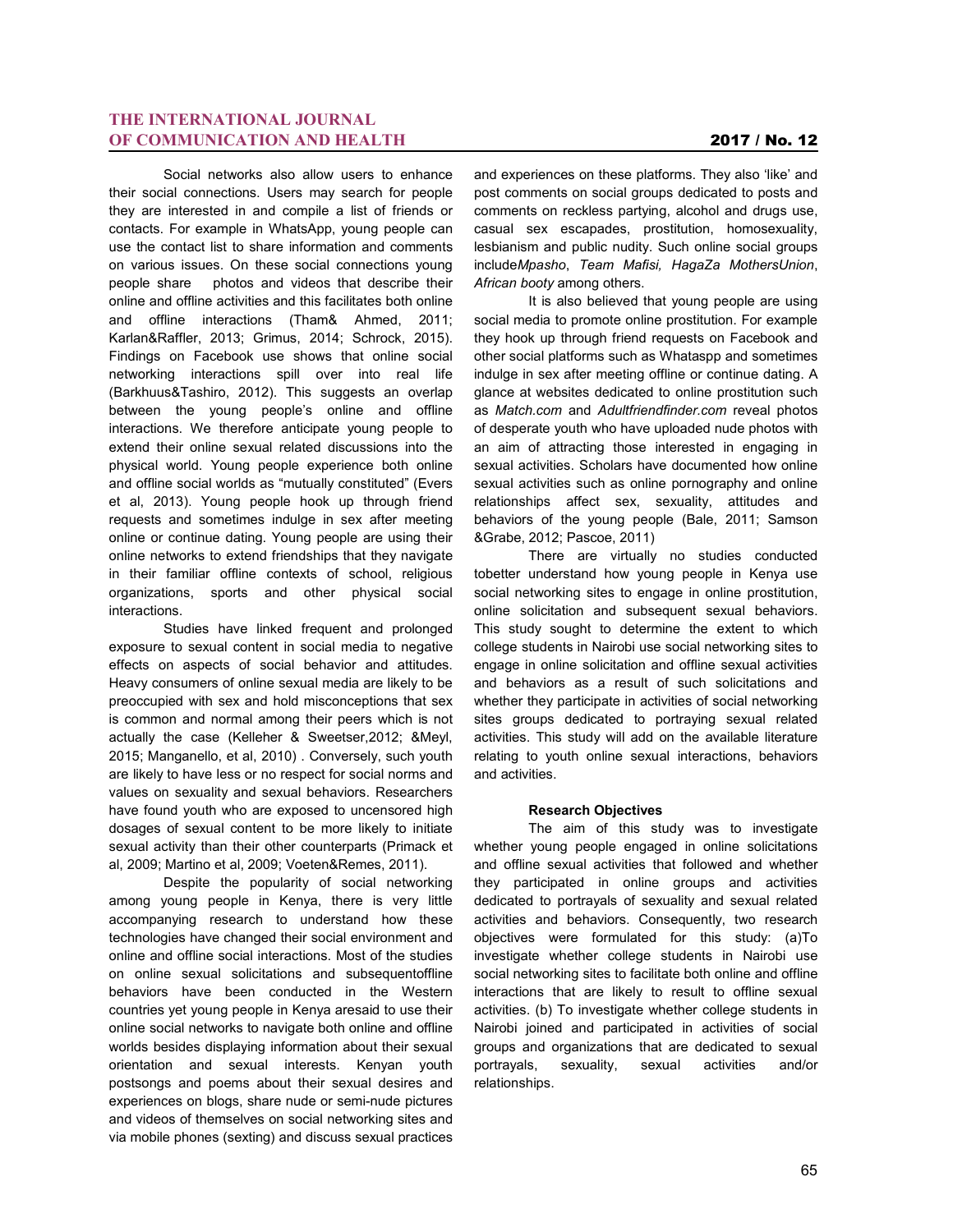Social networks also allow users to enhance their social connections. Users may search for people they are interested in and compile a list of friends or contacts. For example in WhatsApp, young people can use the contact list to share information and comments on various issues. On these social connections young people share photos and videos that describe their online and offline activities and this facilitates both online and offline interactions (Tham& Ahmed, 2011; Karlan&Raffler, 2013; Grimus, 2014; Schrock, 2015). Findings on Facebook use shows that online social networking interactions spill over into real life (Barkhuus&Tashiro, 2012). This suggests an overlap between the young people's online and offline interactions. We therefore anticipate young people to extend their online sexual related discussions into the physical world. Young people experience both online and offline social worlds as "mutually constituted" (Evers et al, 2013). Young people hook up through friend requests and sometimes indulge in sex after meeting online or continue dating. Young people are using their online networks to extend friendships that they navigate in their familiar offline contexts of school, religious organizations, sports and other physical social interactions.

Studies have linked frequent and prolonged exposure to sexual content in social media to negative effects on aspects of social behavior and attitudes. Heavy consumers of online sexual media are likely to be preoccupied with sex and hold misconceptions that sex is common and normal among their peers which is not actually the case (Kelleher & Sweetser,2012; &Meyl, 2015; Manganello, et al, 2010) . Conversely, such youth are likely to have less or no respect for social norms and values on sexuality and sexual behaviors. Researchers have found youth who are exposed to uncensored high dosages of sexual content to be more likely to initiate sexual activity than their other counterparts (Primack et al, 2009; Martino et al, 2009; Voeten&Remes, 2011).

Despite the popularity of social networking among young people in Kenya, there is very little accompanying research to understand how these technologies have changed their social environment and online and offline social interactions. Most of the studies on online sexual solicitations and subsequentoffline behaviors have been conducted in the Western countries yet young people in Kenya aresaid to use their online social networks to navigate both online and offline worlds besides displaying information about their sexual orientation and sexual interests. Kenyan youth postsongs and poems about their sexual desires and experiences on blogs, share nude or semi-nude pictures and videos of themselves on social networking sites and via mobile phones (sexting) and discuss sexual practices and experiences on these platforms. They also 'like' and post comments on social groups dedicated to posts and comments on reckless partying, alcohol and drugs use, casual sex escapades, prostitution, homosexuality, lesbianism and public nudity. Such online social groups include*Mpasho*, *Team Mafisi, HagaZa MothersUnion*, *African booty* among others.

It is also believed that young people are using social media to promote online prostitution. For example they hook up through friend requests on Facebook and other social platforms such as Whataspp and sometimes indulge in sex after meeting offline or continue dating. A glance at websites dedicated to online prostitution such as *Match.com* and *Adultfriendfinder.com* reveal photos of desperate youth who have uploaded nude photos with an aim of attracting those interested in engaging in sexual activities. Scholars have documented how online sexual activities such as online pornography and online relationships affect sex, sexuality, attitudes and behaviors of the young people (Bale, 2011; Samson &Grabe, 2012; Pascoe, 2011)

There are virtually no studies conducted tobetter understand how young people in Kenya use social networking sites to engage in online prostitution, online solicitation and subsequent sexual behaviors. This study sought to determine the extent to which college students in Nairobi use social networking sites to engage in online solicitation and offline sexual activities and behaviors as a result of such solicitations and whether they participate in activities of social networking sites groups dedicated to portraying sexual related activities. This study will add on the available literature relating to youth online sexual interactions, behaviors and activities.

#### Research Objectives

The aim of this study was to investigate whether young people engaged in online solicitations and offline sexual activities that followed and whether they participated in online groups and activities dedicated to portrayals of sexuality and sexual related activities and behaviors. Consequently, two research objectives were formulated for this study: (a)To investigate whether college students in Nairobi use social networking sites to facilitate both online and offline interactions that are likely to result to offline sexual activities. (b) To investigate whether college students in Nairobi joined and participated in activities of social groups and organizations that are dedicated to sexual portrayals, sexuality, sexual activities and/or relationships.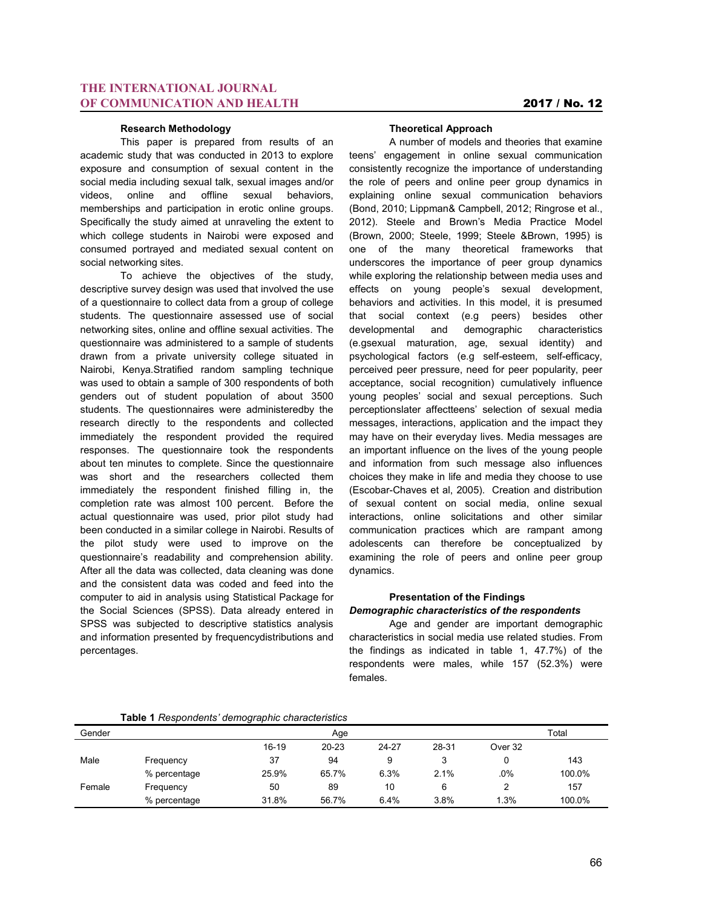### Research Methodology

This paper is prepared from results of an academic study that was conducted in 2013 to explore exposure and consumption of sexual content in the social media including sexual talk, sexual images and/or videos, online and offline sexual behaviors, memberships and participation in erotic online groups. Specifically the study aimed at unraveling the extent to which college students in Nairobi were exposed and consumed portrayed and mediated sexual content on social networking sites.

To achieve the objectives of the study, descriptive survey design was used that involved the use of a questionnaire to collect data from a group of college students. The questionnaire assessed use of social networking sites, online and offline sexual activities. The questionnaire was administered to a sample of students drawn from a private university college situated in Nairobi, Kenya.Stratified random sampling technique was used to obtain a sample of 300 respondents of both genders out of student population of about 3500 students. The questionnaires were administeredby the research directly to the respondents and collected immediately the respondent provided the required responses. The questionnaire took the respondents about ten minutes to complete. Since the questionnaire was short and the researchers collected them immediately the respondent finished filling in, the completion rate was almost 100 percent. Before the actual questionnaire was used, prior pilot study had been conducted in a similar college in Nairobi. Results of the pilot study were used to improve on the questionnaire's readability and comprehension ability. After all the data was collected, data cleaning was done and the consistent data was coded and feed into the computer to aid in analysis using Statistical Package for the Social Sciences (SPSS). Data already entered in SPSS was subjected to descriptive statistics analysis and information presented by frequencydistributions and percentages.

### Theoretical Approach

A number of models and theories that examine teens' engagement in online sexual communication consistently recognize the importance of understanding the role of peers and online peer group dynamics in explaining online sexual communication behaviors (Bond, 2010; Lippman& Campbell, 2012; Ringrose et al., 2012). Steele and Brown's Media Practice Model (Brown, 2000; Steele, 1999; Steele &Brown, 1995) is one of the many theoretical frameworks that underscores the importance of peer group dynamics while exploring the relationship between media uses and effects on young people's sexual development, behaviors and activities. In this model, it is presumed that social context (e.g peers) besides other developmental and demographic characteristics (e.gsexual maturation, age, sexual identity) and psychological factors (e.g self-esteem, self-efficacy, perceived peer pressure, need for peer popularity, peer acceptance, social recognition) cumulatively influence young peoples' social and sexual perceptions. Such perceptionslater affectteens' selection of sexual media messages, interactions, application and the impact they may have on their everyday lives. Media messages are an important influence on the lives of the young people and information from such message also influences choices they make in life and media they choose to use (Escobar-Chaves et al, 2005). Creation and distribution of sexual content on social media, online sexual interactions, online solicitations and other similar communication practices which are rampant among adolescents can therefore be conceptualized by examining the role of peers and online peer group dynamics.

### Presentation of the Findings

#### *Demographic characteristics of the respondents*

Age and gender are important demographic characteristics in social media use related studies. From the findings as indicated in table 1, 47.7%) of the respondents were males, while 157 (52.3%) were females.

**Table 1** *Respondents' demographic characteristics*

| Gender | | Age | | | | | Total |
|---|---|---|---|---|---|---|---|
| | | 16-19 | 20-23 | 24-27 | 28-31 | Over 32 | |
| Male | Frequency | 37 | 94 | 9 | 3 | 0 | 143 |
| | % percentage | 25.9% | 65.7% | 6.3% | 2.1% | .0% | 100.0% |
| Female | Frequency | 50 | 89 | 10 | 6 | 2 | 157 |
| | % percentage | 31.8% | 56.7% | 6.4% | 3.8% | 1.3% | 100.0% |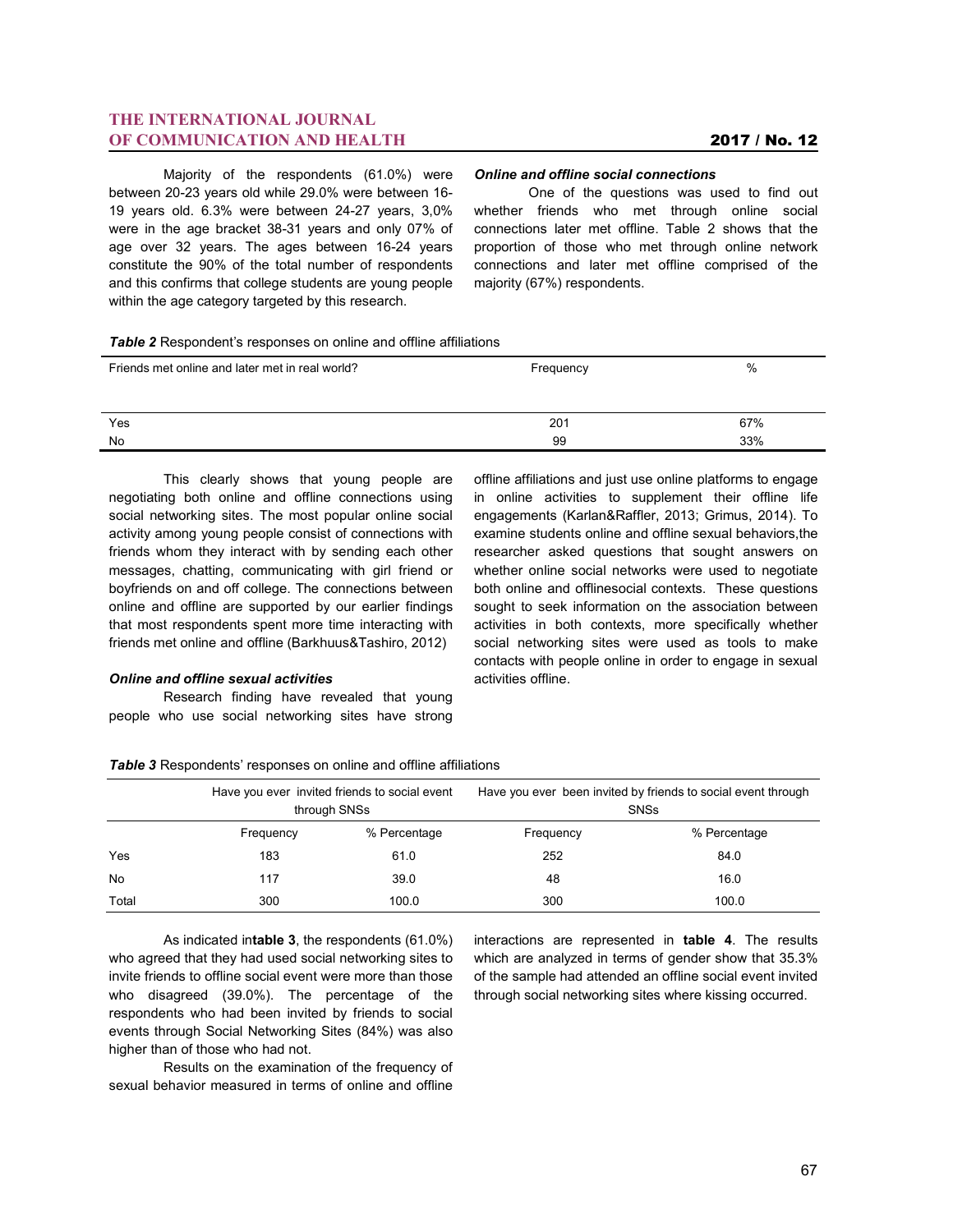Majority of the respondents (61.0%) were between 20-23 years old while 29.0% were between 16-19 years old. 6.3% were between 24-27 years, 3,0% were in the age bracket 38-31 years and only 07% of age over 32 years. The ages between 16-24 years constitute the 90% of the total number of respondents and this confirms that college students are young people within the age category targeted by this research.

### *Online and offline social connections*

One of the questions was used to find out whether friends who met through online social connections later met offline. Table 2 shows that the proportion of those who met through online network connections and later met offline comprised of the majority (67%) respondents.

***Table 2*** Respondent's responses on online and offline affiliations

| Friends met online and later met in real world? | Frequency | % |
|---|---|---|
| Yes | 201 | 67% |
| No | 99 | 33% |

This clearly shows that young people are negotiating both online and offline connections using social networking sites. The most popular online social activity among young people consist of connections with friends whom they interact with by sending each other messages, chatting, communicating with girl friend or boyfriends on and off college. The connections between online and offline are supported by our earlier findings that most respondents spent more time interacting with friends met online and offline (Barkhuus&Tashiro, 2012)

### *Online and offline sexual activities*

Research finding have revealed that young people who use social networking sites have strong offline affiliations and just use online platforms to engage in online activities to supplement their offline life engagements (Karlan&Raffler, 2013; Grimus, 2014). To examine students online and offline sexual behaviors,the researcher asked questions that sought answers on whether online social networks were used to negotiate both online and offlinesocial contexts. These questions sought to seek information on the association between activities in both contexts, more specifically whether social networking sites were used as tools to make contacts with people online in order to engage in sexual activities offline.

***Table 3*** Respondents' responses on online and offline affiliations

| | Have you ever invited friends to social event through SNSs | | Have you ever been invited by friends to social event through SNSs | |
|---|---|---|---|---|
| | Frequency | % Percentage | Frequency | % Percentage |
| Yes | 183 | 61.0 | 252 | 84.0 |
| No | 117 | 39.0 | 48 | 16.0 |
| Total | 300 | 100.0 | 300 | 100.0 |

As indicated in**table 3**, the respondents (61.0%) who agreed that they had used social networking sites to invite friends to offline social event were more than those who disagreed (39.0%). The percentage of the respondents who had been invited by friends to social events through Social Networking Sites (84%) was also higher than of those who had not.

Results on the examination of the frequency of sexual behavior measured in terms of online and offline interactions are represented in **table 4**. The results which are analyzed in terms of gender show that 35.3% of the sample had attended an offline social event invited through social networking sites where kissing occurred.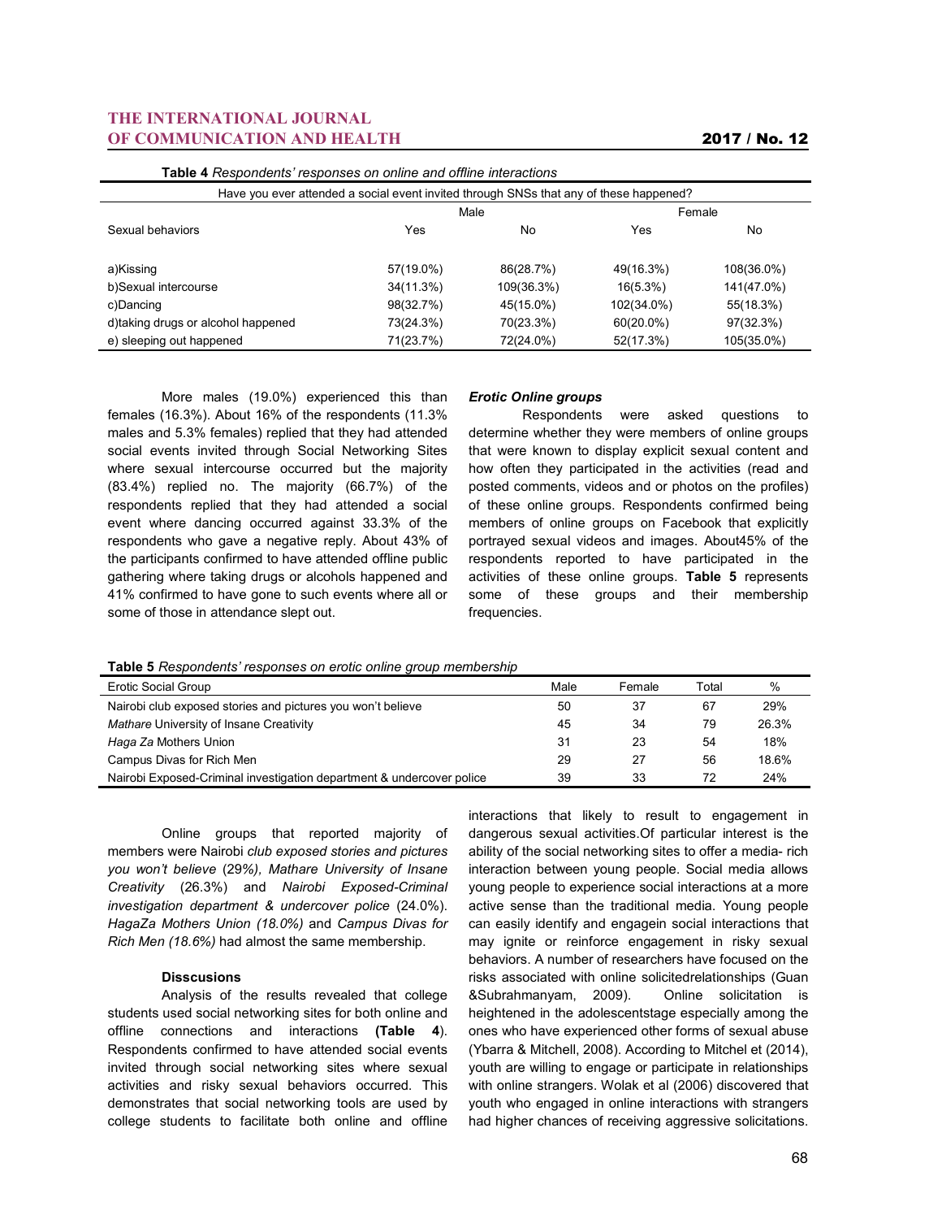**Table 4** *Respondents' responses on online and offline interactions*

| Have you ever attended a social event invited through SNSs that any of these happened? | | | | |
|---|---|---|---|---|
| | Male | | Female | |
| Sexual behaviors | Yes | No | Yes | No |
| a)Kissing | 57(19.0%) | 86(28.7%) | 49(16.3%) | 108(36.0%) |
| b)Sexual intercourse | 34(11.3%) | 109(36.3%) | 16(5.3%) | 141(47.0%) |
| c)Dancing | 98(32.7%) | 45(15.0%) | 102(34.0%) | 55(18.3%) |
| d)taking drugs or alcohol happened | 73(24.3%) | 70(23.3%) | 60(20.0%) | 97(32.3%) |
| e) sleeping out happened | 71(23.7%) | 72(24.0%) | 52(17.3%) | 105(35.0%) |

More males (19.0%) experienced this than females (16.3%). About 16% of the respondents (11.3% males and 5.3% females) replied that they had attended social events invited through Social Networking Sites where sexual intercourse occurred but the majority (83.4%) replied no. The majority (66.7%) of the respondents replied that they had attended a social event where dancing occurred against 33.3% of the respondents who gave a negative reply. About 43% of the participants confirmed to have attended offline public gathering where taking drugs or alcohols happened and 41% confirmed to have gone to such events where all or some of those in attendance slept out.

### *Erotic Online groups*

Respondents were asked questions to determine whether they were members of online groups that were known to display explicit sexual content and how often they participated in the activities (read and posted comments, videos and or photos on the profiles) of these online groups. Respondents confirmed being members of online groups on Facebook that explicitly portrayed sexual videos and images. About45% of the respondents reported to have participated in the activities of these online groups. **Table 5** represents some of these groups and their membership frequencies.

**Table 5** *Respondents' responses on erotic online group membership*

| Erotic Social Group | Male | Female | Total | % |
|---|---|---|---|---|
| Nairobi club exposed stories and pictures you won't believe | 50 | 37 | 67 | 29% |
| *Mathare* University of Insane Creativity | 45 | 34 | 79 | 26.3% |
| *Haga Za* Mothers Union | 31 | 23 | 54 | 18% |
| Campus Divas for Rich Men | 29 | 27 | 56 | 18.6% |
| Nairobi Exposed-Criminal investigation department & undercover police | 39 | 33 | 72 | 24% |

Online groups that reported majority of members were Nairobi *club exposed stories and pictures you won't believe* (29%*)*, *Mathare University of Insane Creativity* (26.3%) and *Nairobi Exposed-Criminal investigation department & undercover police* (24.0%). *HagaZa Mothers Union (18.0%)* and *Campus Divas for Rich Men (18.6%)* had almost the same membership.

#### Disscusions

Analysis of the results revealed that college students used social networking sites for both online and offline connections and interactions **(Table 4**). Respondents confirmed to have attended social events invited through social networking sites where sexual activities and risky sexual behaviors occurred. This demonstrates that social networking tools are used by college students to facilitate both online and offline interactions that likely to result to engagement in dangerous sexual activities.Of particular interest is the ability of the social networking sites to offer a media- rich interaction between young people. Social media allows young people to experience social interactions at a more active sense than the traditional media. Young people can easily identify and engagein social interactions that may ignite or reinforce engagement in risky sexual behaviors. A number of researchers have focused on the risks associated with online solicitedrelationships (Guan &Subrahmanyam, 2009). Online solicitation is heightened in the adolescentstage especially among the ones who have experienced other forms of sexual abuse (Ybarra & Mitchell, 2008). According to Mitchel et (2014), youth are willing to engage or participate in relationships with online strangers. Wolak et al (2006) discovered that youth who engaged in online interactions with strangers had higher chances of receiving aggressive solicitations.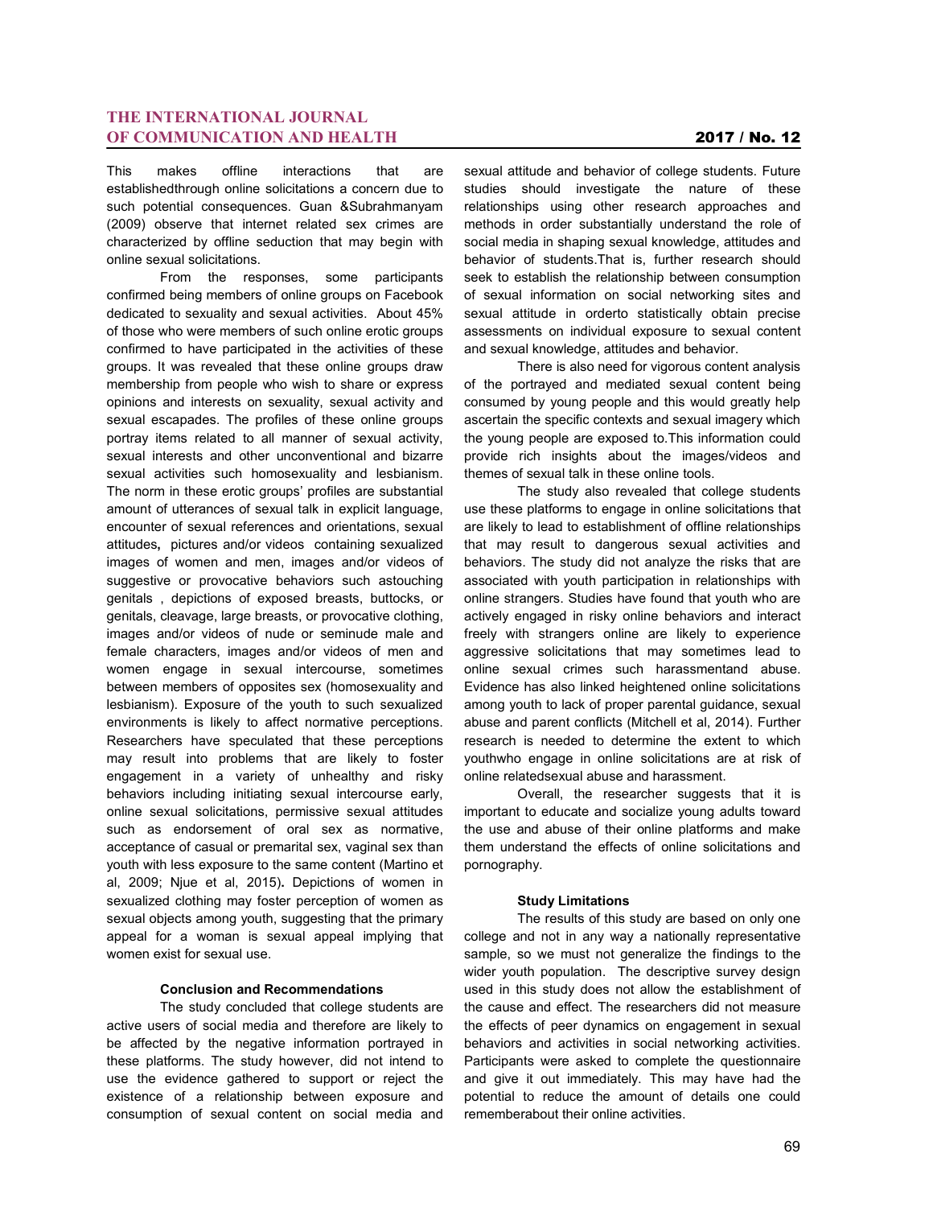This makes offline interactions that are establishedthrough online solicitations a concern due to such potential consequences. Guan &Subrahmanyam (2009) observe that internet related sex crimes are characterized by offline seduction that may begin with online sexual solicitations.

From the responses, some participants confirmed being members of online groups on Facebook dedicated to sexuality and sexual activities. About 45% of those who were members of such online erotic groups confirmed to have participated in the activities of these groups. It was revealed that these online groups draw membership from people who wish to share or express opinions and interests on sexuality, sexual activity and sexual escapades. The profiles of these online groups portray items related to all manner of sexual activity, sexual interests and other unconventional and bizarre sexual activities such homosexuality and lesbianism. The norm in these erotic groups' profiles are substantial amount of utterances of sexual talk in explicit language, encounter of sexual references and orientations, sexual attitudes**,** pictures and/or videos containing sexualized images of women and men, images and/or videos of suggestive or provocative behaviors such astouching genitals , depictions of exposed breasts, buttocks, or genitals, cleavage, large breasts, or provocative clothing, images and/or videos of nude or seminude male and female characters, images and/or videos of men and women engage in sexual intercourse, sometimes between members of opposites sex (homosexuality and lesbianism). Exposure of the youth to such sexualized environments is likely to affect normative perceptions. Researchers have speculated that these perceptions may result into problems that are likely to foster engagement in a variety of unhealthy and risky behaviors including initiating sexual intercourse early, online sexual solicitations, permissive sexual attitudes such as endorsement of oral sex as normative, acceptance of casual or premarital sex, vaginal sex than youth with less exposure to the same content (Martino et al, 2009; Njue et al, 2015)**.** Depictions of women in sexualized clothing may foster perception of women as sexual objects among youth, suggesting that the primary appeal for a woman is sexual appeal implying that women exist for sexual use.

### Conclusion and Recommendations

The study concluded that college students are active users of social media and therefore are likely to be affected by the negative information portrayed in these platforms. The study however, did not intend to use the evidence gathered to support or reject the existence of a relationship between exposure and consumption of sexual content on social media and sexual attitude and behavior of college students. Future studies should investigate the nature of these relationships using other research approaches and methods in order substantially understand the role of social media in shaping sexual knowledge, attitudes and behavior of students.That is, further research should seek to establish the relationship between consumption of sexual information on social networking sites and sexual attitude in orderto statistically obtain precise assessments on individual exposure to sexual content and sexual knowledge, attitudes and behavior.

There is also need for vigorous content analysis of the portrayed and mediated sexual content being consumed by young people and this would greatly help ascertain the specific contexts and sexual imagery which the young people are exposed to.This information could provide rich insights about the images/videos and themes of sexual talk in these online tools.

The study also revealed that college students use these platforms to engage in online solicitations that are likely to lead to establishment of offline relationships that may result to dangerous sexual activities and behaviors. The study did not analyze the risks that are associated with youth participation in relationships with online strangers. Studies have found that youth who are actively engaged in risky online behaviors and interact freely with strangers online are likely to experience aggressive solicitations that may sometimes lead to online sexual crimes such harassmentand abuse. Evidence has also linked heightened online solicitations among youth to lack of proper parental guidance, sexual abuse and parent conflicts (Mitchell et al, 2014). Further research is needed to determine the extent to which youthwho engage in online solicitations are at risk of online relatedsexual abuse and harassment.

Overall, the researcher suggests that it is important to educate and socialize young adults toward the use and abuse of their online platforms and make them understand the effects of online solicitations and pornography.

### Study Limitations

The results of this study are based on only one college and not in any way a nationally representative sample, so we must not generalize the findings to the wider youth population. The descriptive survey design used in this study does not allow the establishment of the cause and effect. The researchers did not measure the effects of peer dynamics on engagement in sexual behaviors and activities in social networking activities. Participants were asked to complete the questionnaire and give it out immediately. This may have had the potential to reduce the amount of details one could rememberabout their online activities.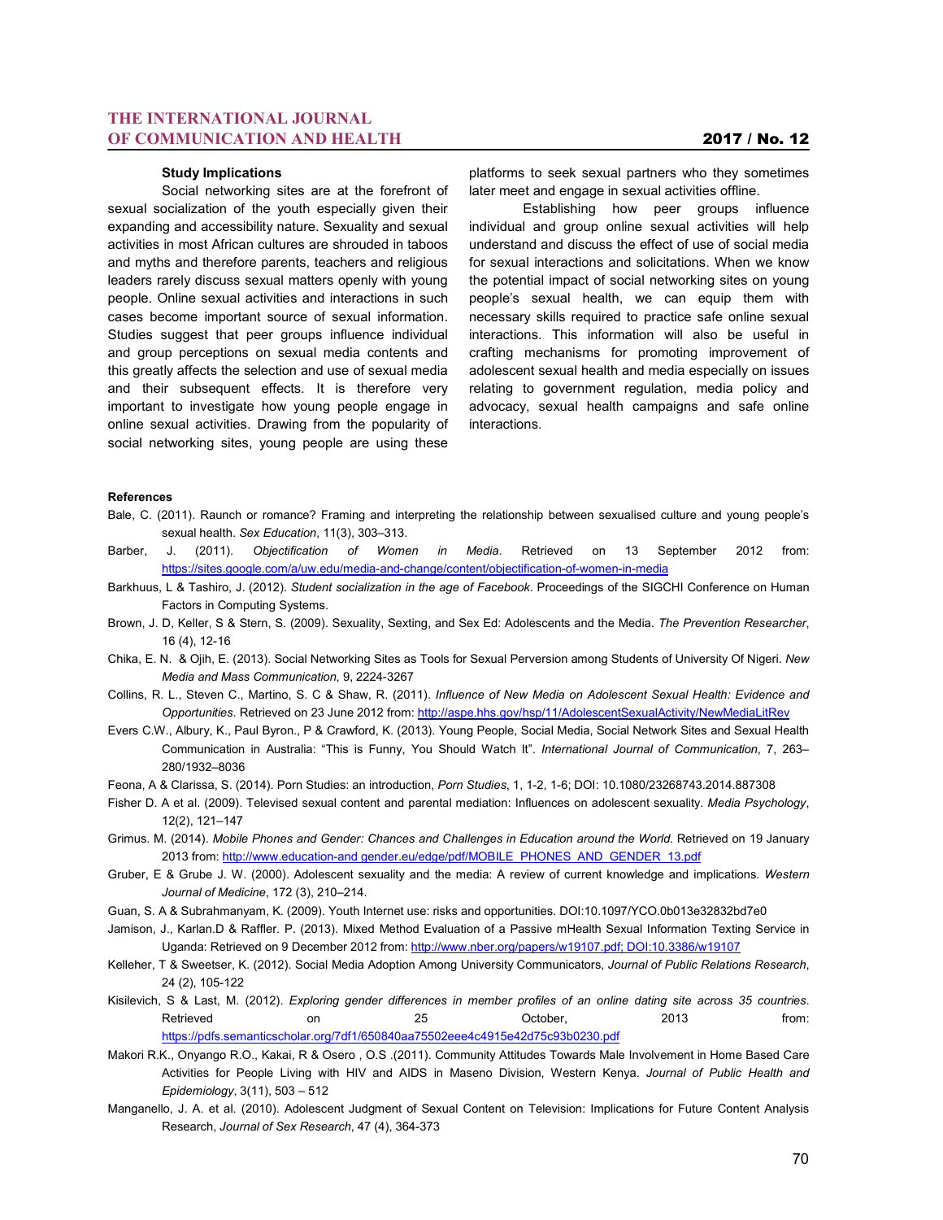### Study Implications

Social networking sites are at the forefront of sexual socialization of the youth especially given their expanding and accessibility nature. Sexuality and sexual activities in most African cultures are shrouded in taboos and myths and therefore parents, teachers and religious leaders rarely discuss sexual matters openly with young people. Online sexual activities and interactions in such cases become important source of sexual information. Studies suggest that peer groups influence individual and group perceptions on sexual media contents and this greatly affects the selection and use of sexual media and their subsequent effects. It is therefore very important to investigate how young people engage in online sexual activities. Drawing from the popularity of social networking sites, young people are using these platforms to seek sexual partners who they sometimes later meet and engage in sexual activities offline.

Establishing how peer groups influence individual and group online sexual activities will help understand and discuss the effect of use of social media for sexual interactions and solicitations. When we know the potential impact of social networking sites on young people's sexual health, we can equip them with necessary skills required to practice safe online sexual interactions. This information will also be useful in crafting mechanisms for promoting improvement of adolescent sexual health and media especially on issues relating to government regulation, media policy and advocacy, sexual health campaigns and safe online interactions.

### References

Bale, C. (2011). Raunch or romance? Framing and interpreting the relationship between sexualised culture and young people's sexual health. *Sex Education*, 11(3), 303–313.

Barber, J. (2011). *Objectification of Women in Media*. Retrieved on 13 September 2012 from: https://sites.google.com/a/uw.edu/media-and-change/content/objectification-of-women-in-media

Barkhuus, L & Tashiro, J. (2012). *Student socialization in the age of Facebook*. Proceedings of the SIGCHI Conference on Human Factors in Computing Systems.

Brown, J. D, Keller, S & Stern, S. (2009). Sexuality, Sexting, and Sex Ed: Adolescents and the Media. *The Prevention Researcher*, 16 (4), 12-16

Chika, E. N. & Ojih, E. (2013). Social Networking Sites as Tools for Sexual Perversion among Students of University Of Nigeri. *New Media and Mass Communication*, 9, 2224-3267

Collins, R. L., Steven C., Martino, S. C & Shaw, R. (2011). *Influence of New Media on Adolescent Sexual Health: Evidence and Opportunities*. Retrieved on 23 June 2012 from: http://aspe.hhs.gov/hsp/11/AdolescentSexualActivity/NewMediaLitRev

Evers C.W., Albury, K., Paul Byron., P & Crawford, K. (2013). Young People, Social Media, Social Network Sites and Sexual Health Communication in Australia: "This is Funny, You Should Watch It". *International Journal of Communication*, 7, 263–280/1932–8036

Feona, A & Clarissa, S. (2014). Porn Studies: an introduction, *Porn Studies*, 1, 1-2, 1-6; DOI: 10.1080/23268743.2014.887308

Fisher D. A et al. (2009). Televised sexual content and parental mediation: Influences on adolescent sexuality. *Media Psychology*, 12(2), 121–147

Grimus. M. (2014). *Mobile Phones and Gender: Chances and Challenges in Education around the World.* Retrieved on 19 January 2013 from: http://www.education-and gender.eu/edge/pdf/MOBILE_PHONES_AND_GENDER_13.pdf

Gruber, E & Grube J. W. (2000). Adolescent sexuality and the media: A review of current knowledge and implications. *Western Journal of Medicine*, 172 (3), 210–214.

Guan, S. A & Subrahmanyam, K. (2009). Youth Internet use: risks and opportunities. DOI:10.1097/YCO.0b013e32832bd7e0

Jamison, J., Karlan.D & Raffler. P. (2013). Mixed Method Evaluation of a Passive mHealth Sexual Information Texting Service in Uganda: Retrieved on 9 December 2012 from: http://www.nber.org/papers/w19107.pdf; DOI:10.3386/w19107

Kelleher, T & Sweetser, K. (2012). Social Media Adoption Among University Communicators, *Journal of Public Relations Research*, 24 (2), 105-122

Kisilevich, S & Last, M. (2012). *Exploring gender differences in member profiles of an online dating site across 35 countries*. Retrieved on 25 October, 2013 from: https://pdfs.semanticscholar.org/7df1/650840aa75502eee4c4915e42d75c93b0230.pdf

Makori R.K., Onyango R.O., Kakai, R & Osero , O.S .(2011). Community Attitudes Towards Male Involvement in Home Based Care Activities for People Living with HIV and AIDS in Maseno Division, Western Kenya. *Journal of Public Health and Epidemiology*, 3(11), 503 – 512

Manganello, J. A. et al. (2010). Adolescent Judgment of Sexual Content on Television: Implications for Future Content Analysis Research, *Journal of Sex Research*, 47 (4), 364-373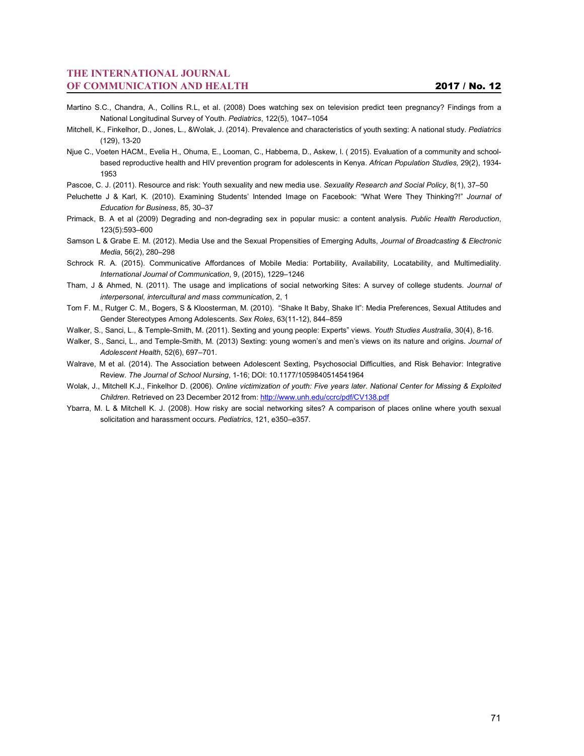Martino S.C., Chandra, A., Collins R.L, et al. (2008) Does watching sex on television predict teen pregnancy? Findings from a National Longitudinal Survey of Youth. *Pediatrics*, 122(5), 1047–1054

Mitchell, K., Finkelhor, D., Jones, L., &Wolak, J. (2014). Prevalence and characteristics of youth sexting: A national study. *Pediatrics* (129), 13-20

Njue C., Voeten HACM., Evelia H., Ohuma, E., Looman, C., Habbema, D., Askew, I. ( 2015). Evaluation of a community and school-based reproductive health and HIV prevention program for adolescents in Kenya. *African Population Studies,* 29(2), 1934-1953

Pascoe, C. J. (2011). Resource and risk: Youth sexuality and new media use. *Sexuality Research and Social Policy*, 8(1), 37–50

Peluchette J & Karl, K. (2010). Examining Students' Intended Image on Facebook: "What Were They Thinking?!" *Journal of Education for Business*, 85, 30–37

Primack, B. A et al (2009) Degrading and non-degrading sex in popular music: a content analysis. *Public Health Reroduction*, 123(5):593–600

Samson L & Grabe E. M. (2012). Media Use and the Sexual Propensities of Emerging Adults, *Journal of Broadcasting & Electronic Media*, 56(2), 280–298

Schrock R. A. (2015). Communicative Affordances of Mobile Media: Portability, Availability, Locatability, and Multimediality. *International Journal of Communication*, 9, (2015), 1229–1246

Tham, J & Ahmed, N. (2011). The usage and implications of social networking Sites: A survey of college students. *Journal of interpersonal, intercultural and mass communicatio*n, 2, 1

Tom F. M., Rutger C. M., Bogers, S & Kloosterman, M. (2010). "Shake It Baby, Shake It": Media Preferences, Sexual Attitudes and Gender Stereotypes Among Adolescents. *Sex Roles*, 63(11-12), 844–859

Walker, S., Sanci, L., & Temple-Smith, M. (2011). Sexting and young people: Experts" views. *Youth Studies Australia*, 30(4), 8-16.

Walker, S., Sanci, L., and Temple-Smith, M. (2013) Sexting: young women's and men's views on its nature and origins. *Journal of Adolescent Health*, 52(6), 697–701.

Walrave, M et al. (2014). The Association between Adolescent Sexting, Psychosocial Difficulties, and Risk Behavior: Integrative Review. *The Journal of School Nursing*, 1-16; DOI: 10.1177/1059840514541964

Wolak, J., Mitchell K.J., Finkelhor D. (2006). *Online victimization of youth: Five years later. National Center for Missing & Exploited Children*. Retrieved on 23 December 2012 from: http://www.unh.edu/ccrc/pdf/CV138.pdf

Ybarra, M. L & Mitchell K. J. (2008). How risky are social networking sites? A comparison of places online where youth sexual solicitation and harassment occurs. *Pediatrics*, 121, e350–e357.